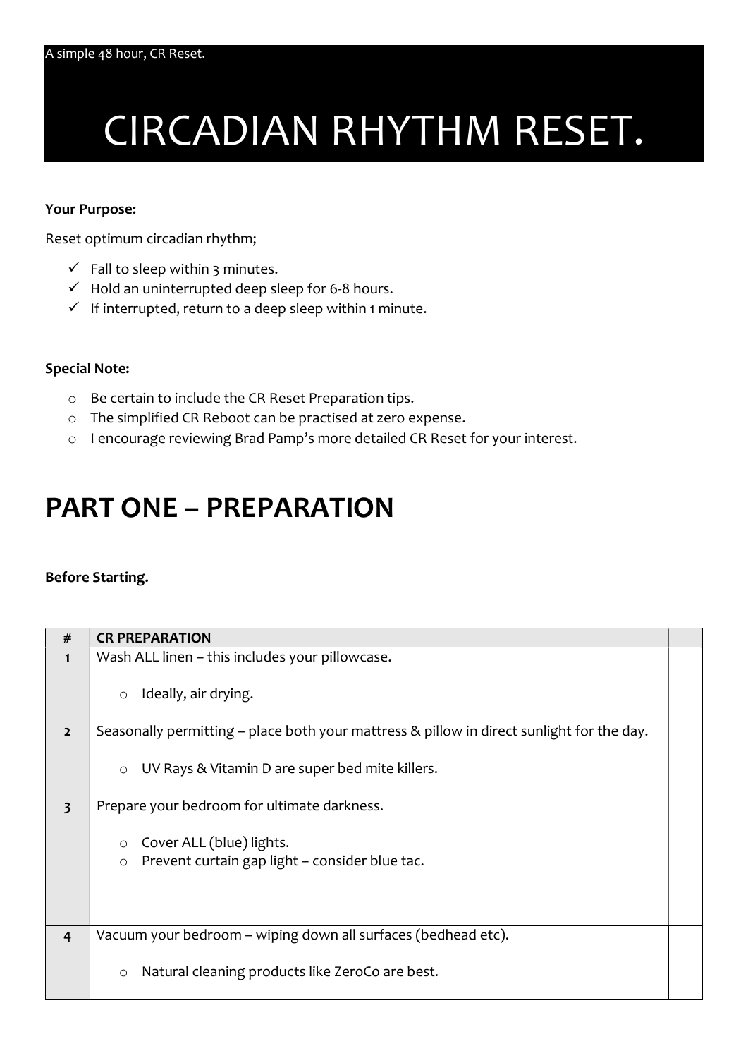A simple 48 hour, CR Reset.

# CIRCADIAN RHYTHM RESET.

**Your Purpose:**

Reset optimum circadian rhythm;

- ✓ Fall to sleep within 3 minutes.
- ✓ Hold an uninterrupted deep sleep for 6-8 hours.
- ✓ If interrupted, return to a deep sleep within 1 minute.

**Special Note:**

- Be certain to include the CR Reset Preparation tips.
- The simplified CR Reboot can be practised at zero expense.
- I encourage reviewing Brad Pamp's more detailed CR Reset for your interest.

## PART ONE – PREPARATION

**Before Starting.**

| # | CR PREPARATION | |
|---|---|---|
| 1 | Wash ALL linen – this includes your pillowcase.<br><br>- Ideally, air drying. | |
| 2 | Seasonally permitting – place both your mattress & pillow in direct sunlight for the day.<br><br>- UV Rays & Vitamin D are super bed mite killers. | |
| 3 | Prepare your bedroom for ultimate darkness.<br><br>- Cover ALL (blue) lights.<br>- Prevent curtain gap light – consider blue tac. | |
| 4 | Vacuum your bedroom – wiping down all surfaces (bedhead etc).<br><br>- Natural cleaning products like ZeroCo are best. | |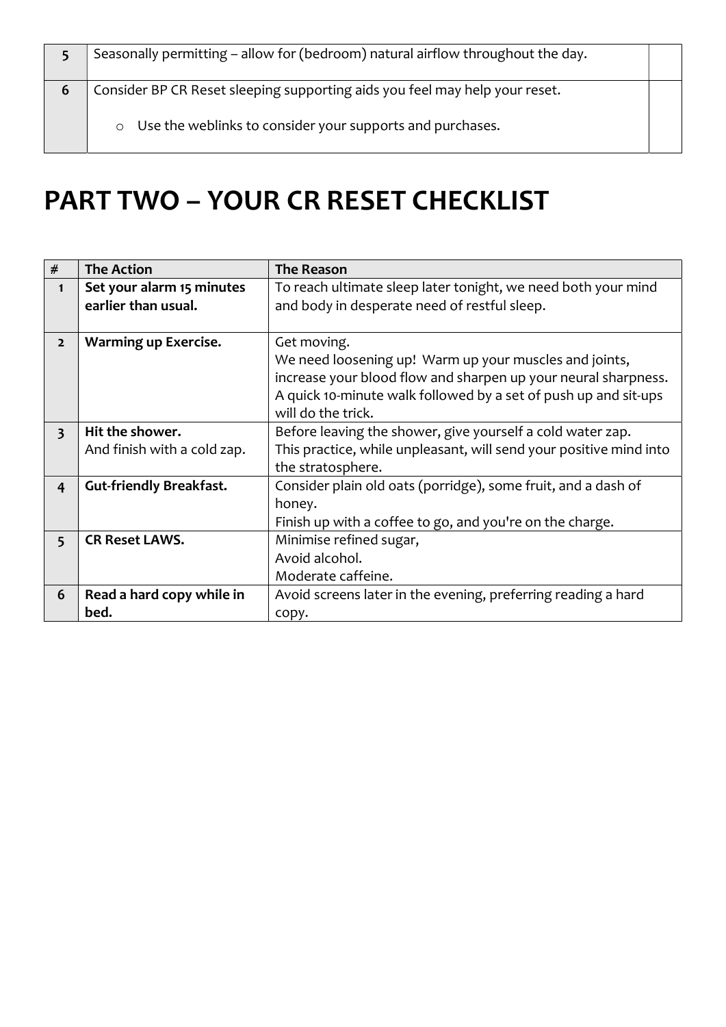| | | |
|---|---|---|
| 5 | Seasonally permitting – allow for (bedroom) natural airflow throughout the day. | |
| 6 | Consider BP CR Reset sleeping supporting aids you feel may help your reset.<br>o Use the weblinks to consider your supports and purchases. | |

# PART TWO – YOUR CR RESET CHECKLIST

| # | The Action | The Reason |
|---|---|---|
| 1 | **Set your alarm 15 minutes earlier than usual.** | To reach ultimate sleep later tonight, we need both your mind and body in desperate need of restful sleep. |
| 2 | **Warming up Exercise.** | Get moving.<br>We need loosening up! Warm up your muscles and joints, increase your blood flow and sharpen up your neural sharpness.<br>A quick 10-minute walk followed by a set of push up and sit-ups will do the trick. |
| 3 | **Hit the shower.**<br>And finish with a cold zap. | Before leaving the shower, give yourself a cold water zap.<br>This practice, while unpleasant, will send your positive mind into the stratosphere. |
| 4 | **Gut-friendly Breakfast.** | Consider plain old oats (porridge), some fruit, and a dash of honey.<br>Finish up with a coffee to go, and you're on the charge. |
| 5 | **CR Reset LAWS.** | Minimise refined sugar,<br>Avoid alcohol.<br>Moderate caffeine. |
| 6 | **Read a hard copy while in bed.** | Avoid screens later in the evening, preferring reading a hard copy. |